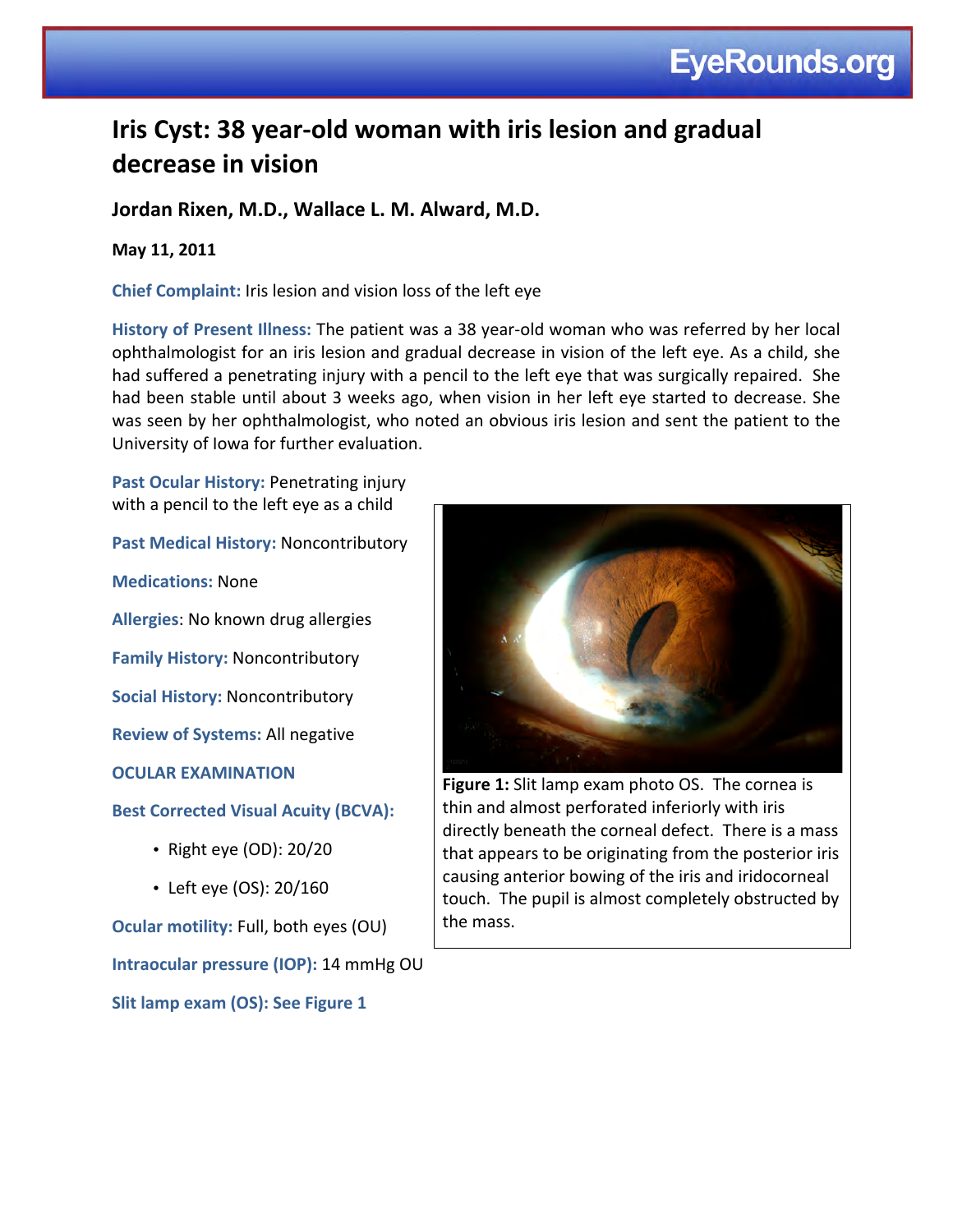# Iris Cyst: 38 year-old woman with iris lesion and gradual decrease in vision

**Jordan Rixen, M.D., Wallace L. M. Alward, M.D.**

**May 11, 2011**

**Chief Complaint:** Iris lesion and vision loss of the left eye

**History of Present Illness:** The patient was a 38 year-old woman who was referred by her local ophthalmologist for an iris lesion and gradual decrease in vision of the left eye. As a child, she had suffered a penetrating injury with a pencil to the left eye that was surgically repaired. She had been stable until about 3 weeks ago, when vision in her left eye started to decrease. She was seen by her ophthalmologist, who noted an obvious iris lesion and sent the patient to the University of Iowa for further evaluation.

**Past Ocular History:** Penetrating injury with a pencil to the left eye as a child

**Past Medical History:** Noncontributory

**Medications:** None

**Allergies**: No known drug allergies

**Family History:** Noncontributory

**Social History:** Noncontributory

**Review of Systems:** All negative

**OCULAR EXAMINATION**

**Best Corrected Visual Acuity (BCVA):**

- Right eye (OD): 20/20
- Left eye (OS): 20/160

**Ocular motility:** Full, both eyes (OU)

**Intraocular pressure (IOP):** 14 mmHg OU

**Slit lamp exam (OS): See Figure 1**

**Figure 1:** Slit lamp exam photo OS. The cornea is thin and almost perforated inferiorly with iris directly beneath the corneal defect. There is a mass that appears to be originating from the posterior iris causing anterior bowing of the iris and iridocorneal touch. The pupil is almost completely obstructed by the mass.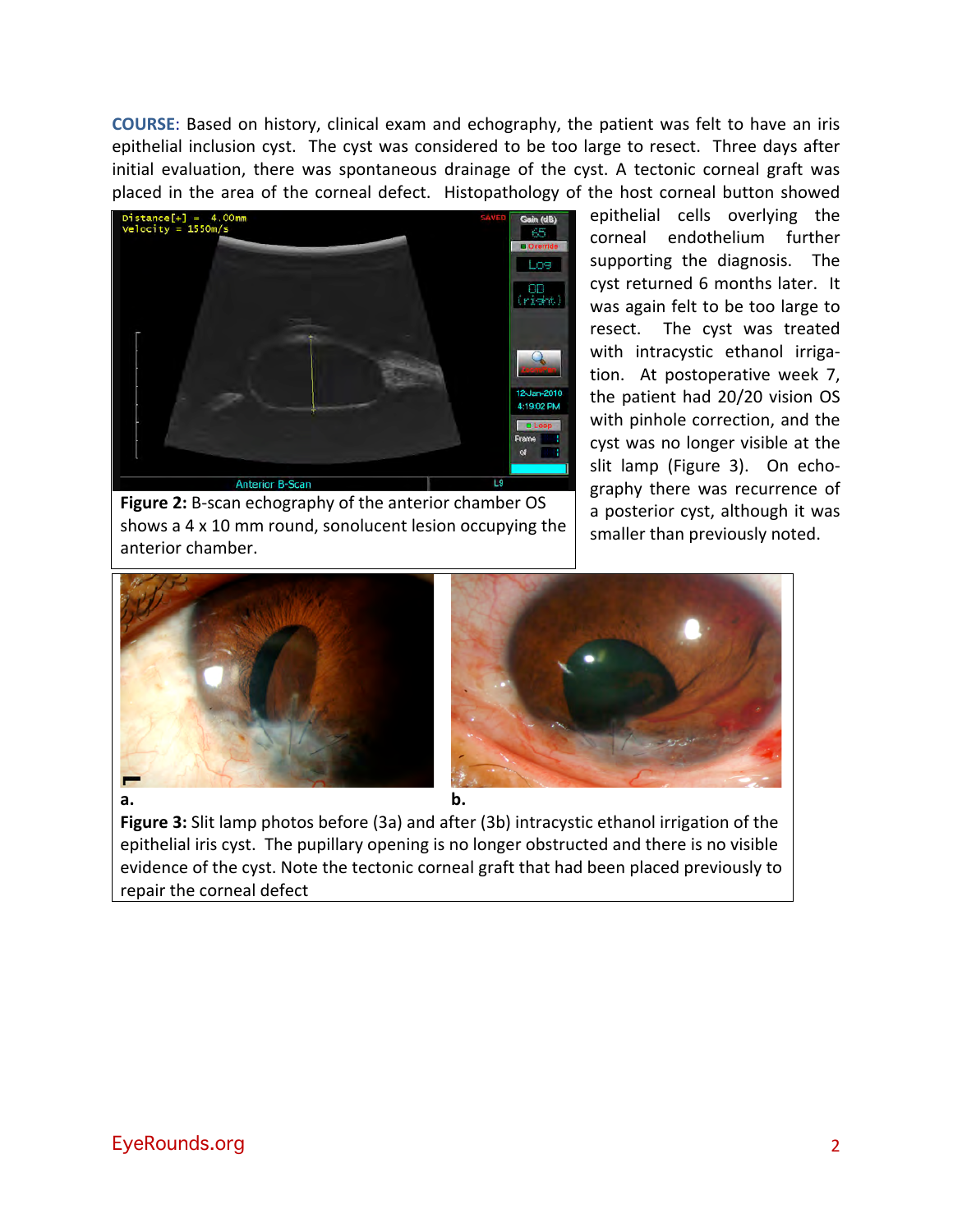**COURSE**: Based on history, clinical exam and echography, the patient was felt to have an iris epithelial inclusion cyst. The cyst was considered to be too large to resect. Three days after initial evaluation, there was spontaneous drainage of the cyst. A tectonic corneal graft was placed in the area of the corneal defect. Histopathology of the host corneal button showed epithelial cells overlying the corneal endothelium further supporting the diagnosis. The cyst returned 6 months later. It was again felt to be too large to resect. The cyst was treated with intracystic ethanol irrigation. At postoperative week 7, the patient had 20/20 vision OS with pinhole correction, and the cyst was no longer visible at the slit lamp (Figure 3). On echography there was recurrence of a posterior cyst, although it was smaller than previously noted.

**Figure 2:** B-scan echography of the anterior chamber OS shows a 4 x 10 mm round, sonolucent lesion occupying the anterior chamber.

**Figure 3:** Slit lamp photos before (3a) and after (3b) intracystic ethanol irrigation of the epithelial iris cyst. The pupillary opening is no longer obstructed and there is no visible evidence of the cyst. Note the tectonic corneal graft that had been placed previously to repair the corneal defect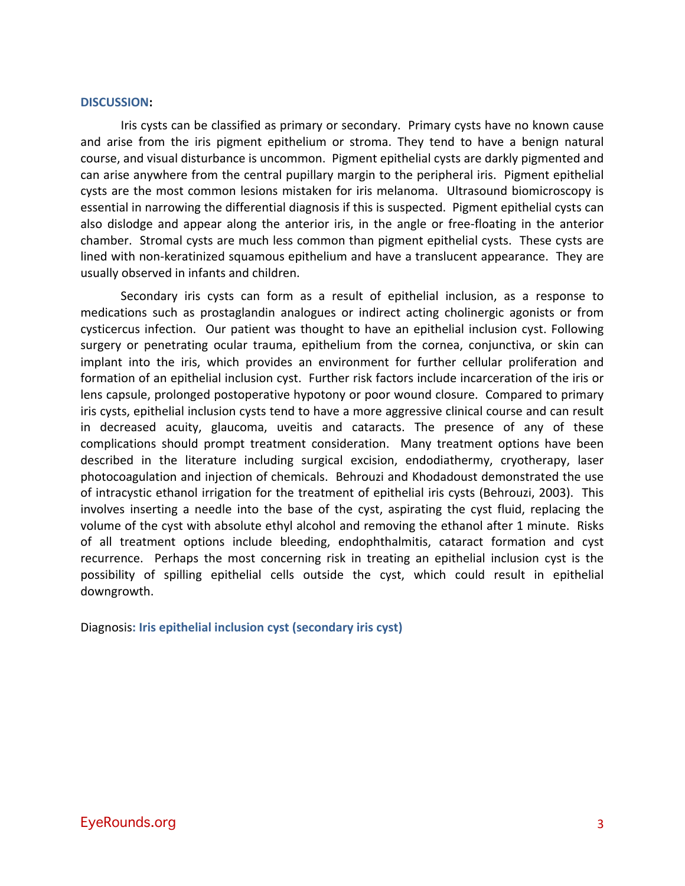## DISCUSSION:

Iris cysts can be classified as primary or secondary. Primary cysts have no known cause and arise from the iris pigment epithelium or stroma. They tend to have a benign natural course, and visual disturbance is uncommon. Pigment epithelial cysts are darkly pigmented and can arise anywhere from the central pupillary margin to the peripheral iris. Pigment epithelial cysts are the most common lesions mistaken for iris melanoma. Ultrasound biomicroscopy is essential in narrowing the differential diagnosis if this is suspected. Pigment epithelial cysts can also dislodge and appear along the anterior iris, in the angle or free-floating in the anterior chamber. Stromal cysts are much less common than pigment epithelial cysts. These cysts are lined with non-keratinized squamous epithelium and have a translucent appearance. They are usually observed in infants and children.

Secondary iris cysts can form as a result of epithelial inclusion, as a response to medications such as prostaglandin analogues or indirect acting cholinergic agonists or from cysticercus infection. Our patient was thought to have an epithelial inclusion cyst. Following surgery or penetrating ocular trauma, epithelium from the cornea, conjunctiva, or skin can implant into the iris, which provides an environment for further cellular proliferation and formation of an epithelial inclusion cyst. Further risk factors include incarceration of the iris or lens capsule, prolonged postoperative hypotony or poor wound closure. Compared to primary iris cysts, epithelial inclusion cysts tend to have a more aggressive clinical course and can result in decreased acuity, glaucoma, uveitis and cataracts. The presence of any of these complications should prompt treatment consideration. Many treatment options have been described in the literature including surgical excision, endodiathermy, cryotherapy, laser photocoagulation and injection of chemicals. Behrouzi and Khodadoust demonstrated the use of intracystic ethanol irrigation for the treatment of epithelial iris cysts (Behrouzi, 2003). This involves inserting a needle into the base of the cyst, aspirating the cyst fluid, replacing the volume of the cyst with absolute ethyl alcohol and removing the ethanol after 1 minute. Risks of all treatment options include bleeding, endophthalmitis, cataract formation and cyst recurrence. Perhaps the most concerning risk in treating an epithelial inclusion cyst is the possibility of spilling epithelial cells outside the cyst, which could result in epithelial downgrowth.

Diagnosis: **Iris epithelial inclusion cyst (secondary iris cyst)**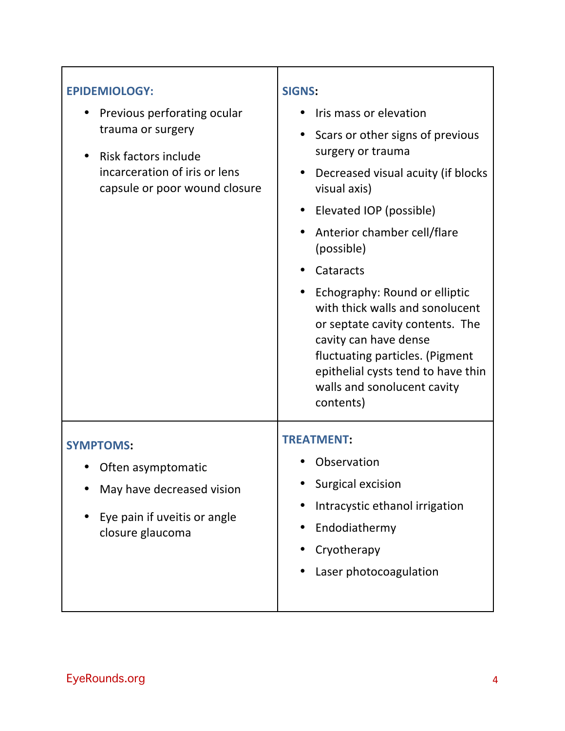| | |
|---|---|
| **EPIDEMIOLOGY:**<br>• Previous perforating ocular trauma or surgery<br>• Risk factors include incarceration of iris or lens capsule or poor wound closure | **SIGNS:**<br>• Iris mass or elevation<br>• Scars or other signs of previous surgery or trauma<br>• Decreased visual acuity (if blocks visual axis)<br>• Elevated IOP (possible)<br>• Anterior chamber cell/flare (possible)<br>• Cataracts<br>• Echography: Round or elliptic with thick walls and sonolucent or septate cavity contents. The cavity can have dense fluctuating particles. (Pigment epithelial cysts tend to have thin walls and sonolucent cavity contents) |
| **SYMPTOMS:**<br>• Often asymptomatic<br>• May have decreased vision<br>• Eye pain if uveitis or angle closure glaucoma | **TREATMENT:**<br>• Observation<br>• Surgical excision<br>• Intracystic ethanol irrigation<br>• Endodiathermy<br>• Cryotherapy<br>• Laser photocoagulation |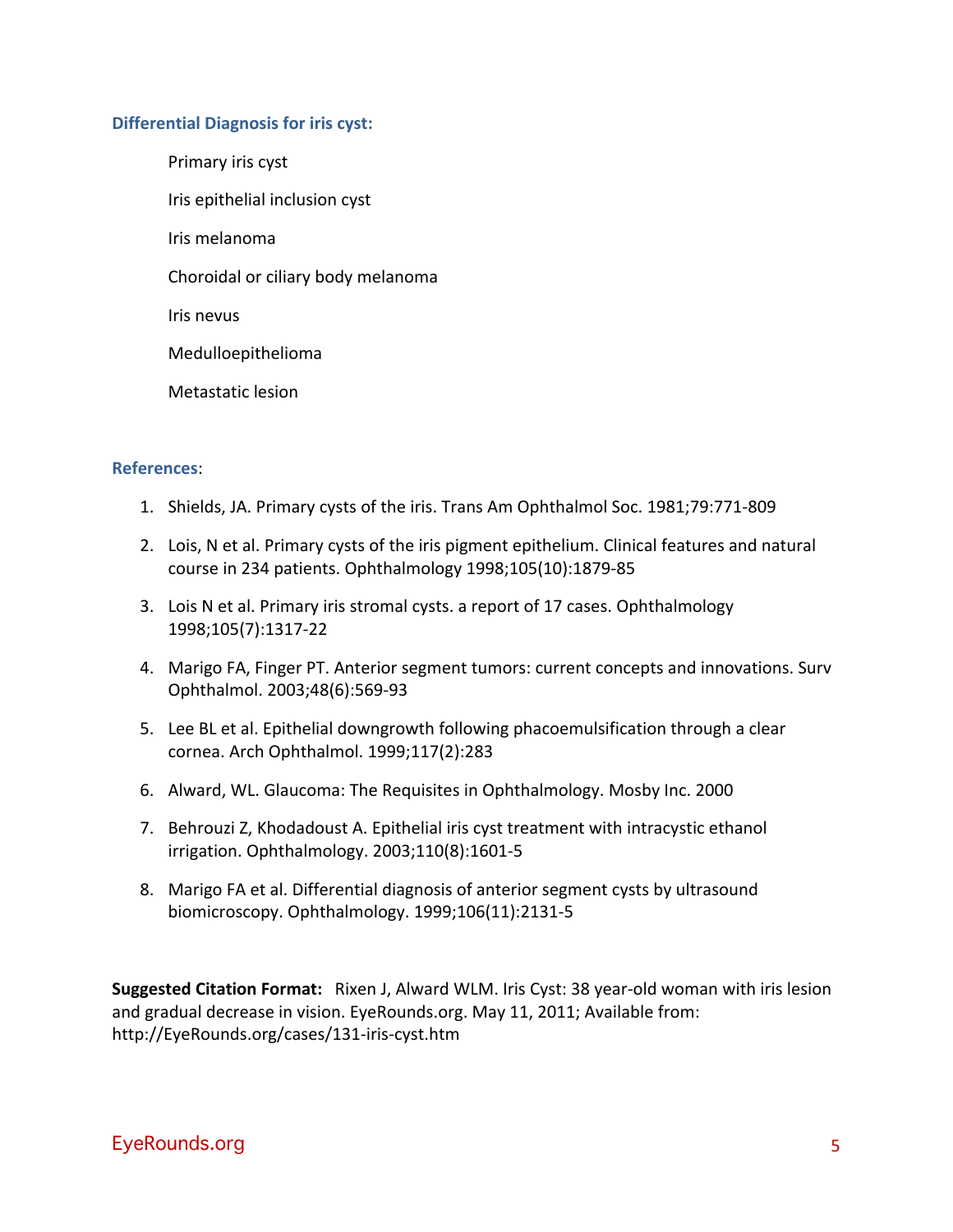### Differential Diagnosis for iris cyst:

Primary iris cyst

Iris epithelial inclusion cyst

Iris melanoma

Choroidal or ciliary body melanoma

Iris nevus

Medulloepithelioma

Metastatic lesion

### References:

1. Shields, JA. Primary cysts of the iris. Trans Am Ophthalmol Soc. 1981;79:771-809
2. Lois, N et al. Primary cysts of the iris pigment epithelium. Clinical features and natural course in 234 patients. Ophthalmology 1998;105(10):1879-85
3. Lois N et al. Primary iris stromal cysts. a report of 17 cases. Ophthalmology 1998;105(7):1317-22
4. Marigo FA, Finger PT. Anterior segment tumors: current concepts and innovations. Surv Ophthalmol. 2003;48(6):569-93
5. Lee BL et al. Epithelial downgrowth following phacoemulsification through a clear cornea. Arch Ophthalmol. 1999;117(2):283
6. Alward, WL. Glaucoma: The Requisites in Ophthalmology. Mosby Inc. 2000
7. Behrouzi Z, Khodadoust A. Epithelial iris cyst treatment with intracystic ethanol irrigation. Ophthalmology. 2003;110(8):1601-5
8. Marigo FA et al. Differential diagnosis of anterior segment cysts by ultrasound biomicroscopy. Ophthalmology. 1999;106(11):2131-5

**Suggested Citation Format:** Rixen J, Alward WLM. Iris Cyst: 38 year-old woman with iris lesion and gradual decrease in vision. EyeRounds.org. May 11, 2011; Available from: http://EyeRounds.org/cases/131-iris-cyst.htm